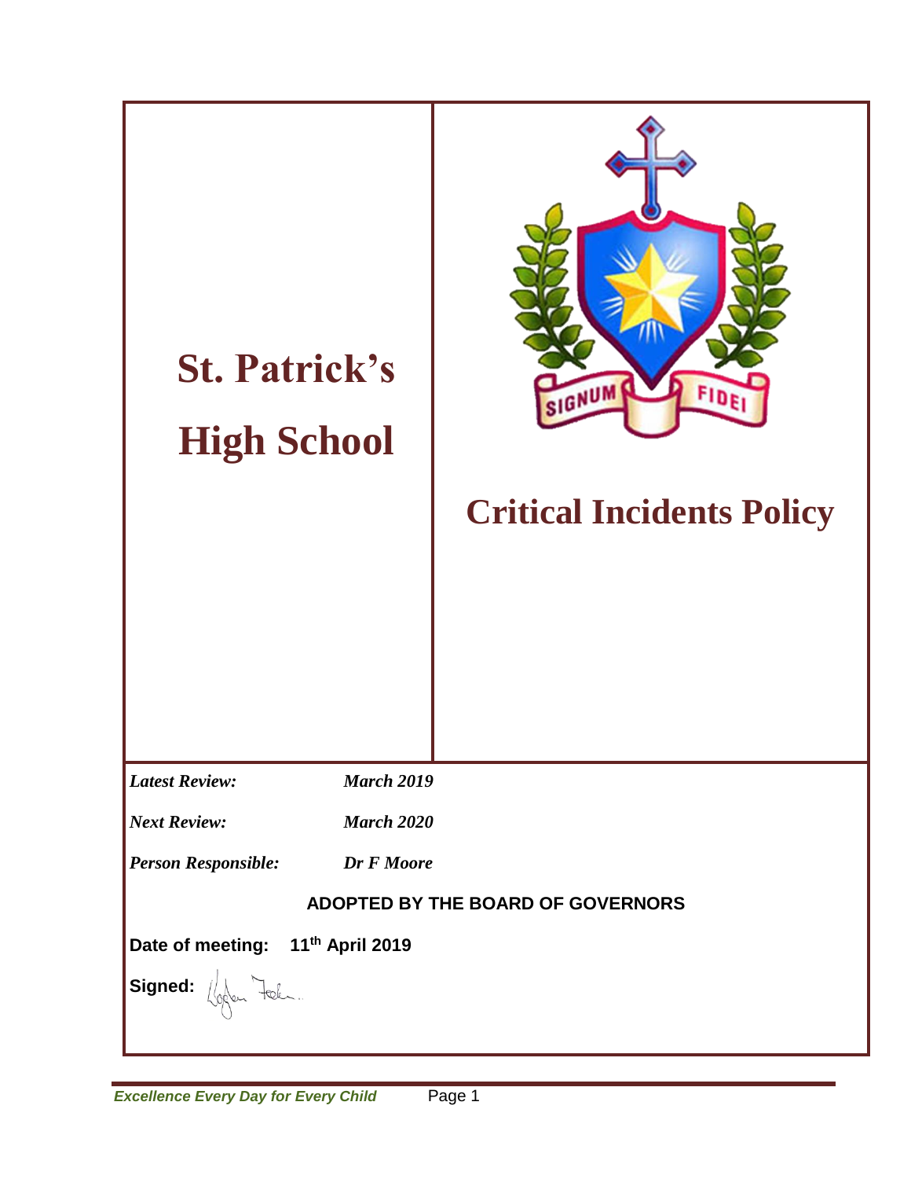# St. Patrick's High School

SIGNUM FIDEI

# Critical Incidents Policy

| | |
|---|---|
| *Latest Review:* | *March 2019* |
| *Next Review:* | *March 2020* |
| *Person Responsible:* | *Dr F Moore* |

**ADOPTED BY THE BOARD OF GOVERNORS**

**Date of meeting: 11th April 2019**

**Signed:**

*Excellence Every Day for Every Child*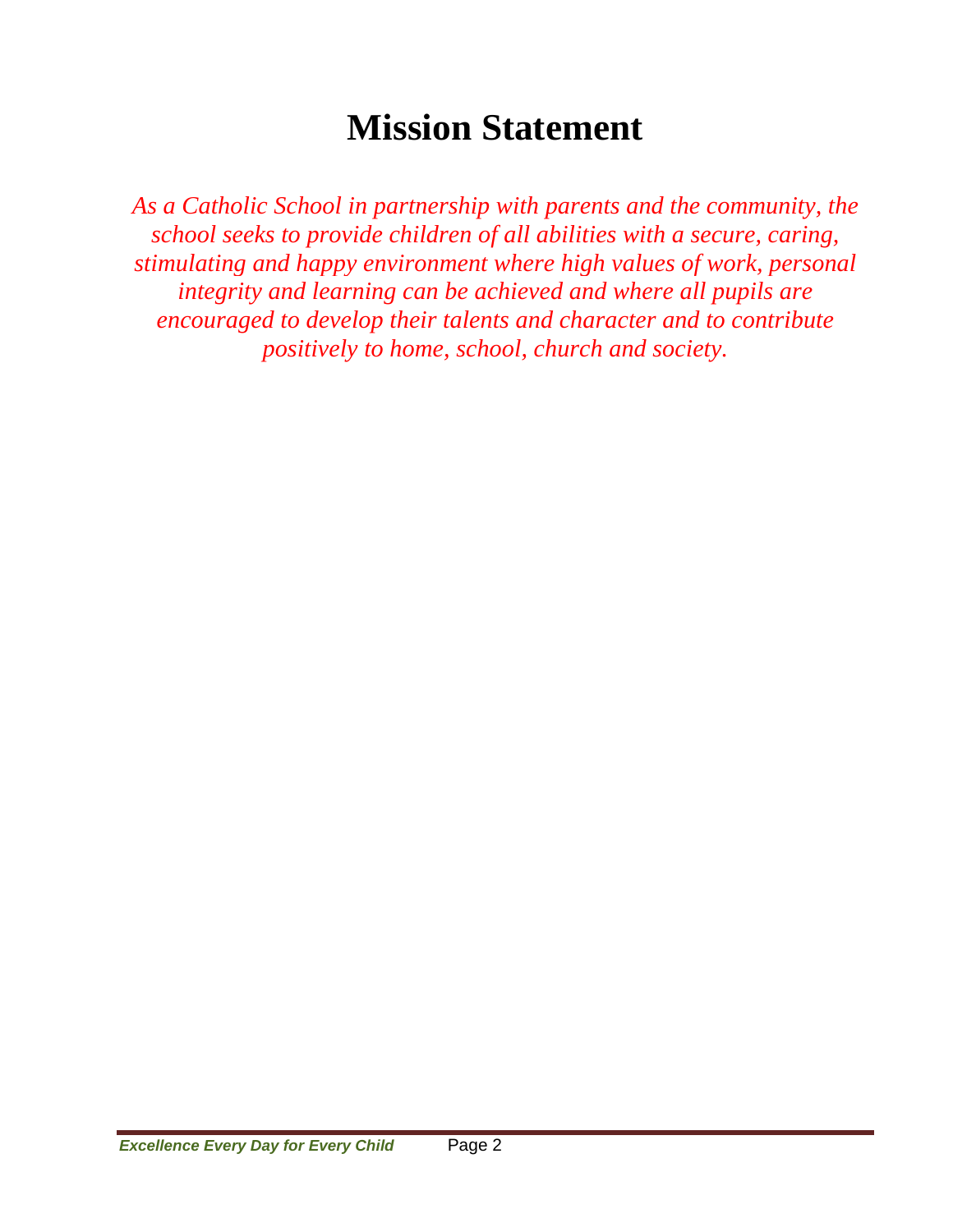# Mission Statement

*As a Catholic School in partnership with parents and the community, the school seeks to provide children of all abilities with a secure, caring, stimulating and happy environment where high values of work, personal integrity and learning can be achieved and where all pupils are encouraged to develop their talents and character and to contribute positively to home, school, church and society.*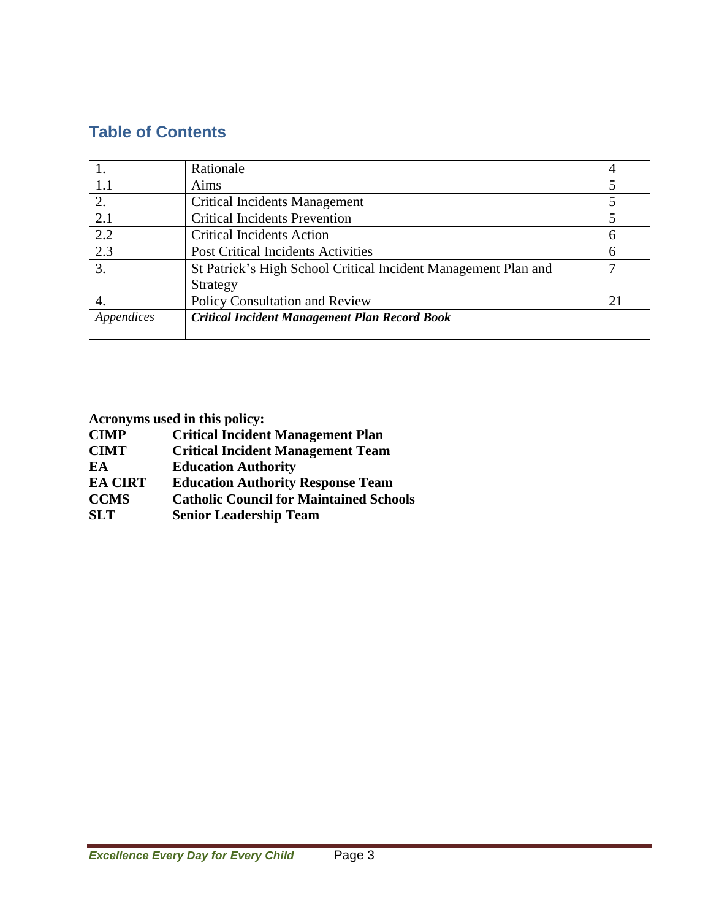## Table of Contents

| | | |
|---|---|---|
| 1. | Rationale | 4 |
| 1.1 | Aims | 5 |
| 2. | Critical Incidents Management | 5 |
| 2.1 | Critical Incidents Prevention | 5 |
| 2.2 | Critical Incidents Action | 6 |
| 2.3 | Post Critical Incidents Activities | 6 |
| 3. | St Patrick's High School Critical Incident Management Plan and Strategy | 7 |
| 4. | Policy Consultation and Review | 21 |
| *Appendices* | ***Critical Incident Management Plan Record Book*** | |

**Acronyms used in this policy:**

| | |
|---|---|
| **CIMP** | **Critical Incident Management Plan** |
| **CIMT** | **Critical Incident Management Team** |
| **EA** | **Education Authority** |
| **EA CIRT** | **Education Authority Response Team** |
| **CCMS** | **Catholic Council for Maintained Schools** |
| **SLT** | **Senior Leadership Team** |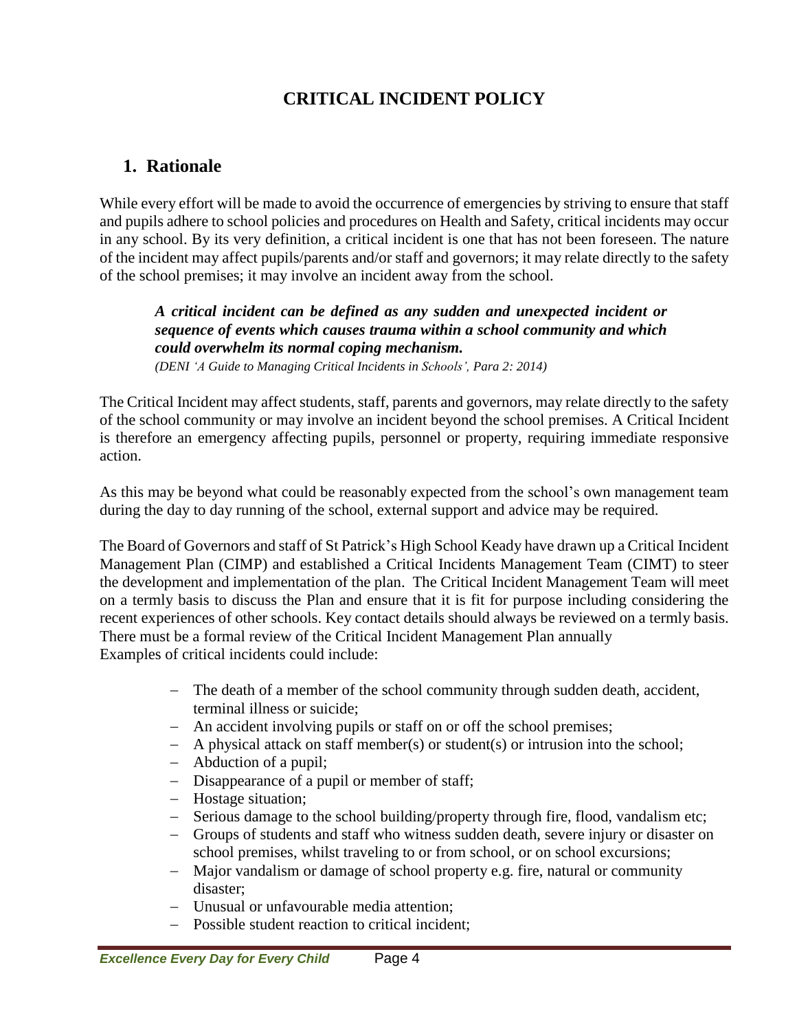# CRITICAL INCIDENT POLICY

## 1. Rationale

While every effort will be made to avoid the occurrence of emergencies by striving to ensure that staff and pupils adhere to school policies and procedures on Health and Safety, critical incidents may occur in any school. By its very definition, a critical incident is one that has not been foreseen. The nature of the incident may affect pupils/parents and/or staff and governors; it may relate directly to the safety of the school premises; it may involve an incident away from the school.

> ***A critical incident can be defined as any sudden and unexpected incident or sequence of events which causes trauma within a school community and which could overwhelm its normal coping mechanism.***
>
> *(DENI 'A Guide to Managing Critical Incidents in Schools', Para 2: 2014)*

The Critical Incident may affect students, staff, parents and governors, may relate directly to the safety of the school community or may involve an incident beyond the school premises. A Critical Incident is therefore an emergency affecting pupils, personnel or property, requiring immediate responsive action.

As this may be beyond what could be reasonably expected from the school's own management team during the day to day running of the school, external support and advice may be required.

The Board of Governors and staff of St Patrick's High School Keady have drawn up a Critical Incident Management Plan (CIMP) and established a Critical Incidents Management Team (CIMT) to steer the development and implementation of the plan. The Critical Incident Management Team will meet on a termly basis to discuss the Plan and ensure that it is fit for purpose including considering the recent experiences of other schools. Key contact details should always be reviewed on a termly basis. There must be a formal review of the Critical Incident Management Plan annually

Examples of critical incidents could include:

- The death of a member of the school community through sudden death, accident, terminal illness or suicide;
- An accident involving pupils or staff on or off the school premises;
- A physical attack on staff member(s) or student(s) or intrusion into the school;
- Abduction of a pupil;
- Disappearance of a pupil or member of staff;
- Hostage situation;
- Serious damage to the school building/property through fire, flood, vandalism etc;
- Groups of students and staff who witness sudden death, severe injury or disaster on school premises, whilst traveling to or from school, or on school excursions;
- Major vandalism or damage of school property e.g. fire, natural or community disaster;
- Unusual or unfavourable media attention;
- Possible student reaction to critical incident;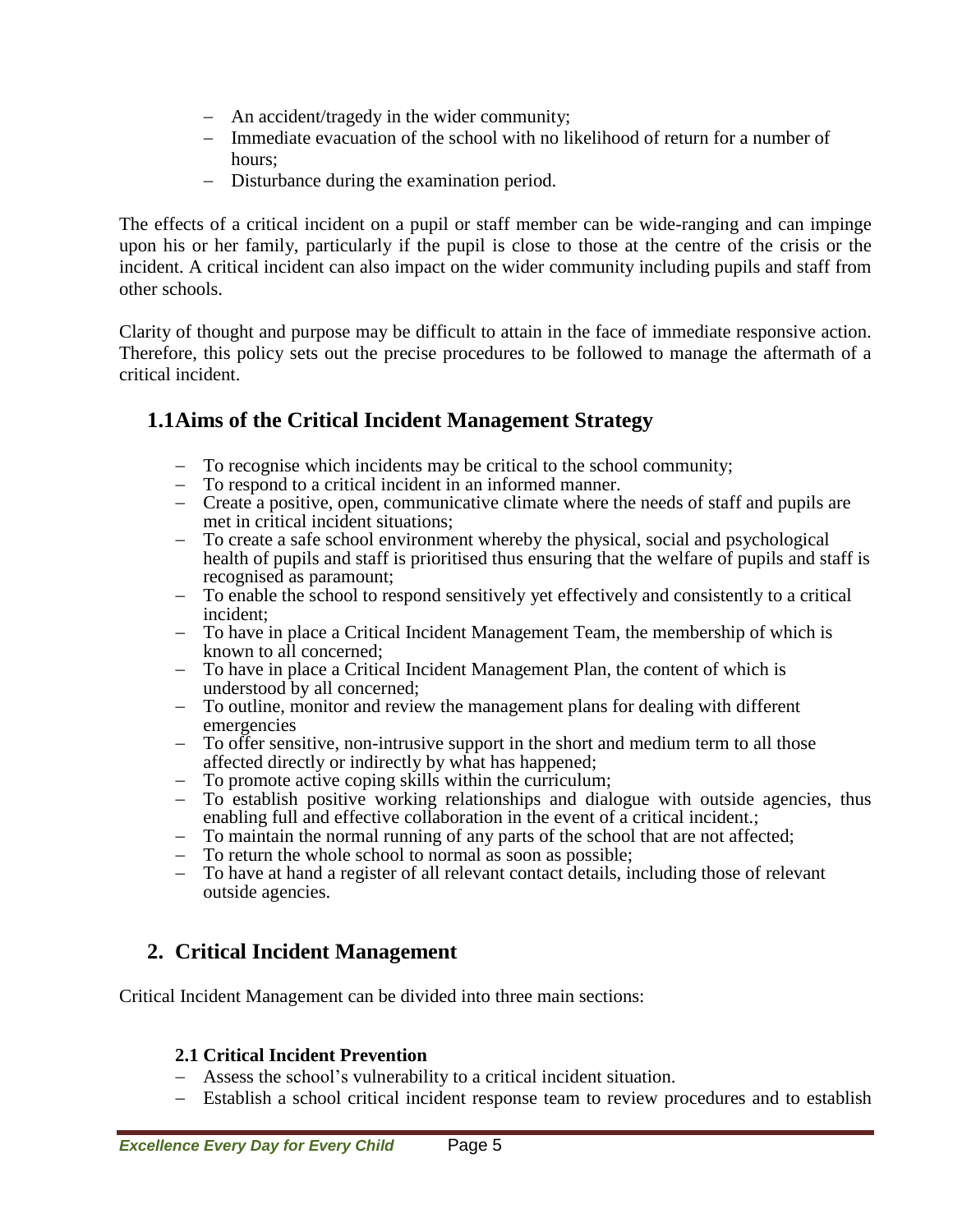- An accident/tragedy in the wider community;
- Immediate evacuation of the school with no likelihood of return for a number of hours;
- Disturbance during the examination period.

The effects of a critical incident on a pupil or staff member can be wide-ranging and can impinge upon his or her family, particularly if the pupil is close to those at the centre of the crisis or the incident. A critical incident can also impact on the wider community including pupils and staff from other schools.

Clarity of thought and purpose may be difficult to attain in the face of immediate responsive action. Therefore, this policy sets out the precise procedures to be followed to manage the aftermath of a critical incident.

## 1.1 Aims of the Critical Incident Management Strategy

- To recognise which incidents may be critical to the school community;
- To respond to a critical incident in an informed manner.
- Create a positive, open, communicative climate where the needs of staff and pupils are met in critical incident situations;
- To create a safe school environment whereby the physical, social and psychological health of pupils and staff is prioritised thus ensuring that the welfare of pupils and staff is recognised as paramount;
- To enable the school to respond sensitively yet effectively and consistently to a critical incident;
- To have in place a Critical Incident Management Team, the membership of which is known to all concerned;
- To have in place a Critical Incident Management Plan, the content of which is understood by all concerned;
- To outline, monitor and review the management plans for dealing with different emergencies
- To offer sensitive, non-intrusive support in the short and medium term to all those affected directly or indirectly by what has happened;
- To promote active coping skills within the curriculum;
- To establish positive working relationships and dialogue with outside agencies, thus enabling full and effective collaboration in the event of a critical incident.;
- To maintain the normal running of any parts of the school that are not affected;
- To return the whole school to normal as soon as possible;
- To have at hand a register of all relevant contact details, including those of relevant outside agencies.

## 2. Critical Incident Management

Critical Incident Management can be divided into three main sections:

### 2.1 Critical Incident Prevention

- Assess the school's vulnerability to a critical incident situation.
- Establish a school critical incident response team to review procedures and to establish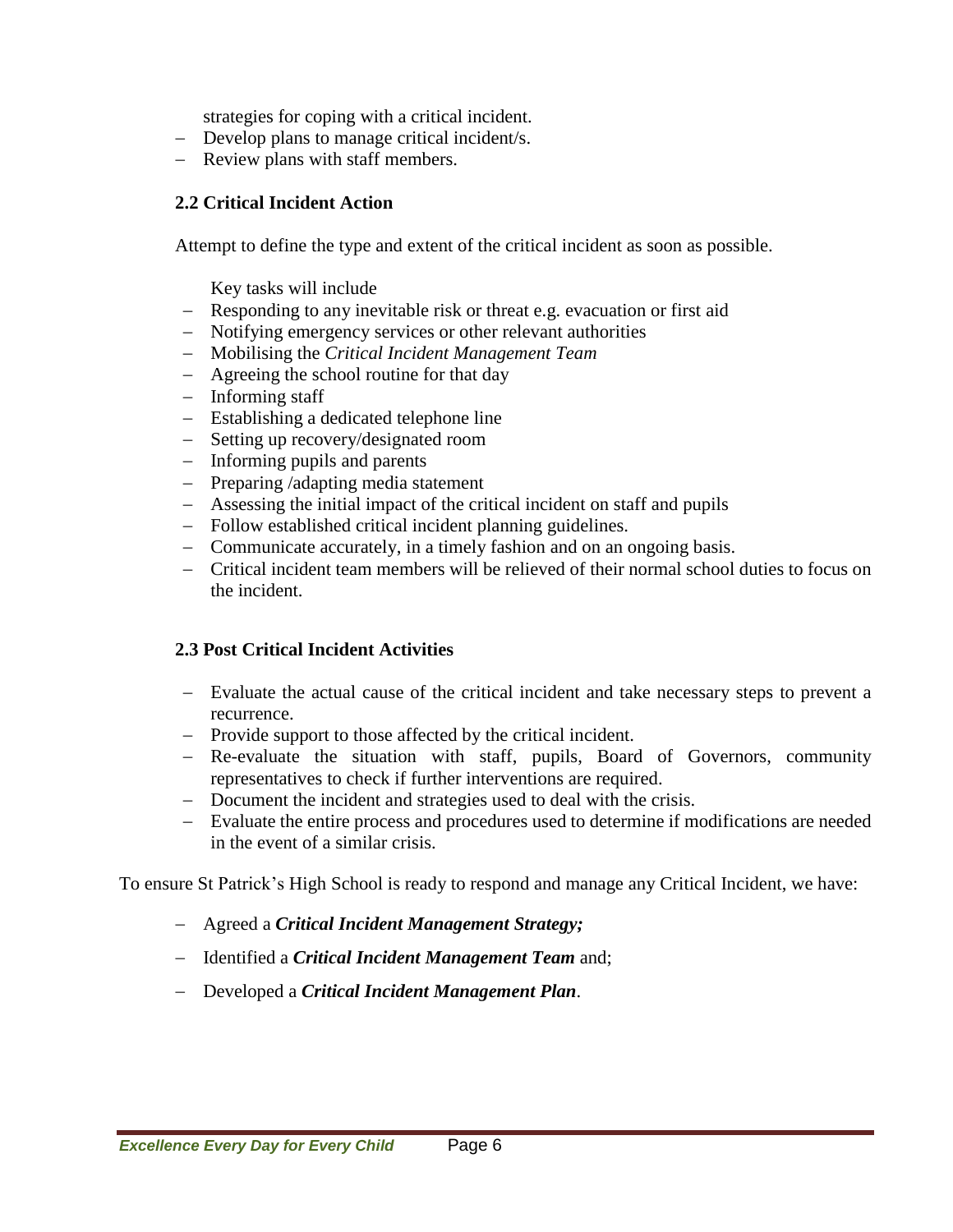strategies for coping with a critical incident.

- Develop plans to manage critical incident/s.
- Review plans with staff members.

### 2.2 Critical Incident Action

Attempt to define the type and extent of the critical incident as soon as possible.

Key tasks will include

- Responding to any inevitable risk or threat e.g. evacuation or first aid
- Notifying emergency services or other relevant authorities
- Mobilising the *Critical Incident Management Team*
- Agreeing the school routine for that day
- Informing staff
- Establishing a dedicated telephone line
- Setting up recovery/designated room
- Informing pupils and parents
- Preparing /adapting media statement
- Assessing the initial impact of the critical incident on staff and pupils
- Follow established critical incident planning guidelines.
- Communicate accurately, in a timely fashion and on an ongoing basis.
- Critical incident team members will be relieved of their normal school duties to focus on the incident.

### 2.3 Post Critical Incident Activities

- Evaluate the actual cause of the critical incident and take necessary steps to prevent a recurrence.
- Provide support to those affected by the critical incident.
- Re-evaluate the situation with staff, pupils, Board of Governors, community representatives to check if further interventions are required.
- Document the incident and strategies used to deal with the crisis.
- Evaluate the entire process and procedures used to determine if modifications are needed in the event of a similar crisis.

To ensure St Patrick's High School is ready to respond and manage any Critical Incident, we have:

- Agreed a ***Critical Incident Management Strategy;***
- Identified a ***Critical Incident Management Team*** and;
- Developed a ***Critical Incident Management Plan***.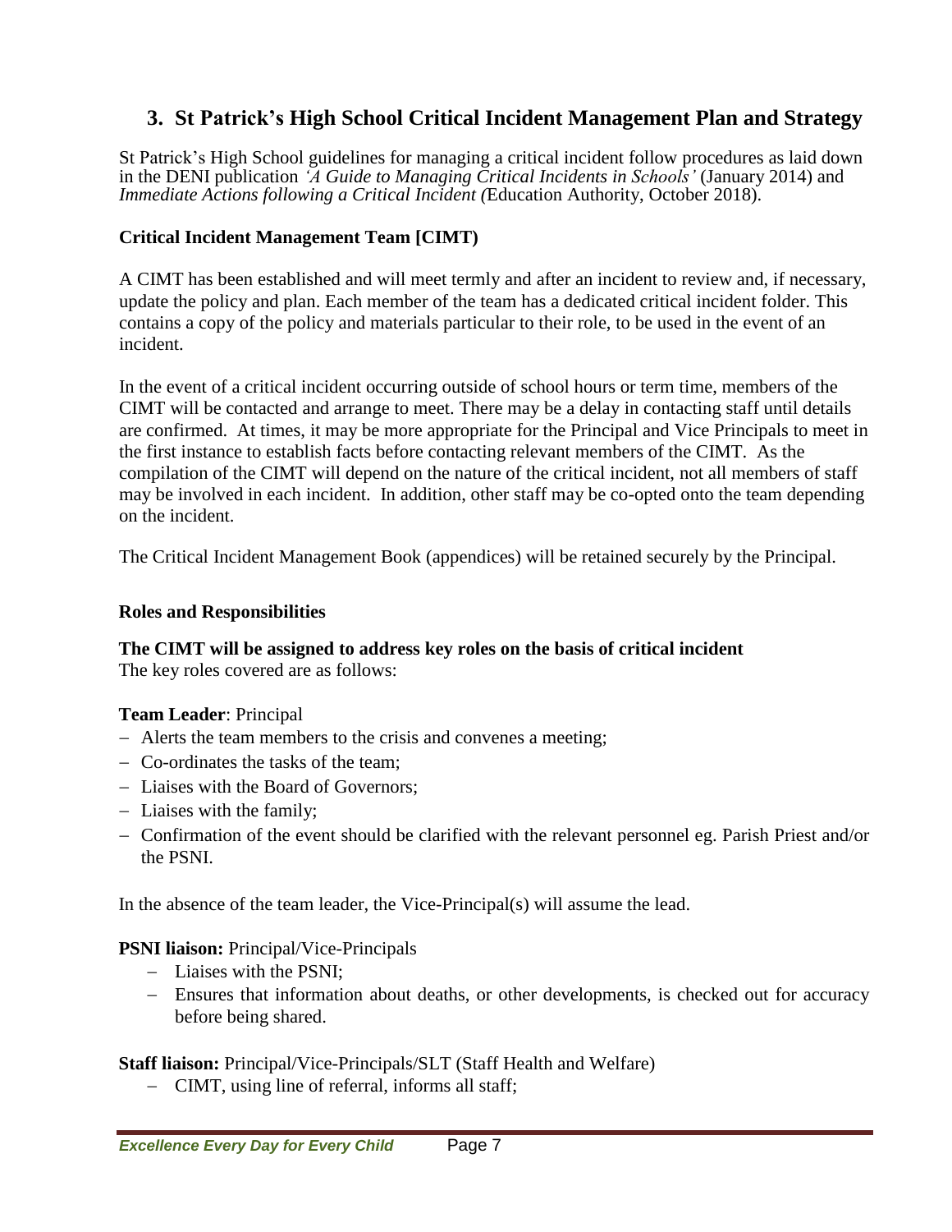## 3. St Patrick's High School Critical Incident Management Plan and Strategy

St Patrick's High School guidelines for managing a critical incident follow procedures as laid down in the DENI publication *'A Guide to Managing Critical Incidents in Schools'* (January 2014) and *Immediate Actions following a Critical Incident (*Education Authority, October 2018).

### Critical Incident Management Team [CIMT)

A CIMT has been established and will meet termly and after an incident to review and, if necessary, update the policy and plan. Each member of the team has a dedicated critical incident folder. This contains a copy of the policy and materials particular to their role, to be used in the event of an incident.

In the event of a critical incident occurring outside of school hours or term time, members of the CIMT will be contacted and arrange to meet. There may be a delay in contacting staff until details are confirmed. At times, it may be more appropriate for the Principal and Vice Principals to meet in the first instance to establish facts before contacting relevant members of the CIMT. As the compilation of the CIMT will depend on the nature of the critical incident, not all members of staff may be involved in each incident. In addition, other staff may be co-opted onto the team depending on the incident.

The Critical Incident Management Book (appendices) will be retained securely by the Principal.

### Roles and Responsibilities

**The CIMT will be assigned to address key roles on the basis of critical incident**
The key roles covered are as follows:

**Team Leader**: Principal

- Alerts the team members to the crisis and convenes a meeting;
- Co-ordinates the tasks of the team;
- Liaises with the Board of Governors;
- Liaises with the family;
- Confirmation of the event should be clarified with the relevant personnel eg. Parish Priest and/or the PSNI.

In the absence of the team leader, the Vice-Principal(s) will assume the lead.

**PSNI liaison:** Principal/Vice-Principals

- Liaises with the PSNI;
- Ensures that information about deaths, or other developments, is checked out for accuracy before being shared.

**Staff liaison:** Principal/Vice-Principals/SLT (Staff Health and Welfare)

- CIMT, using line of referral, informs all staff;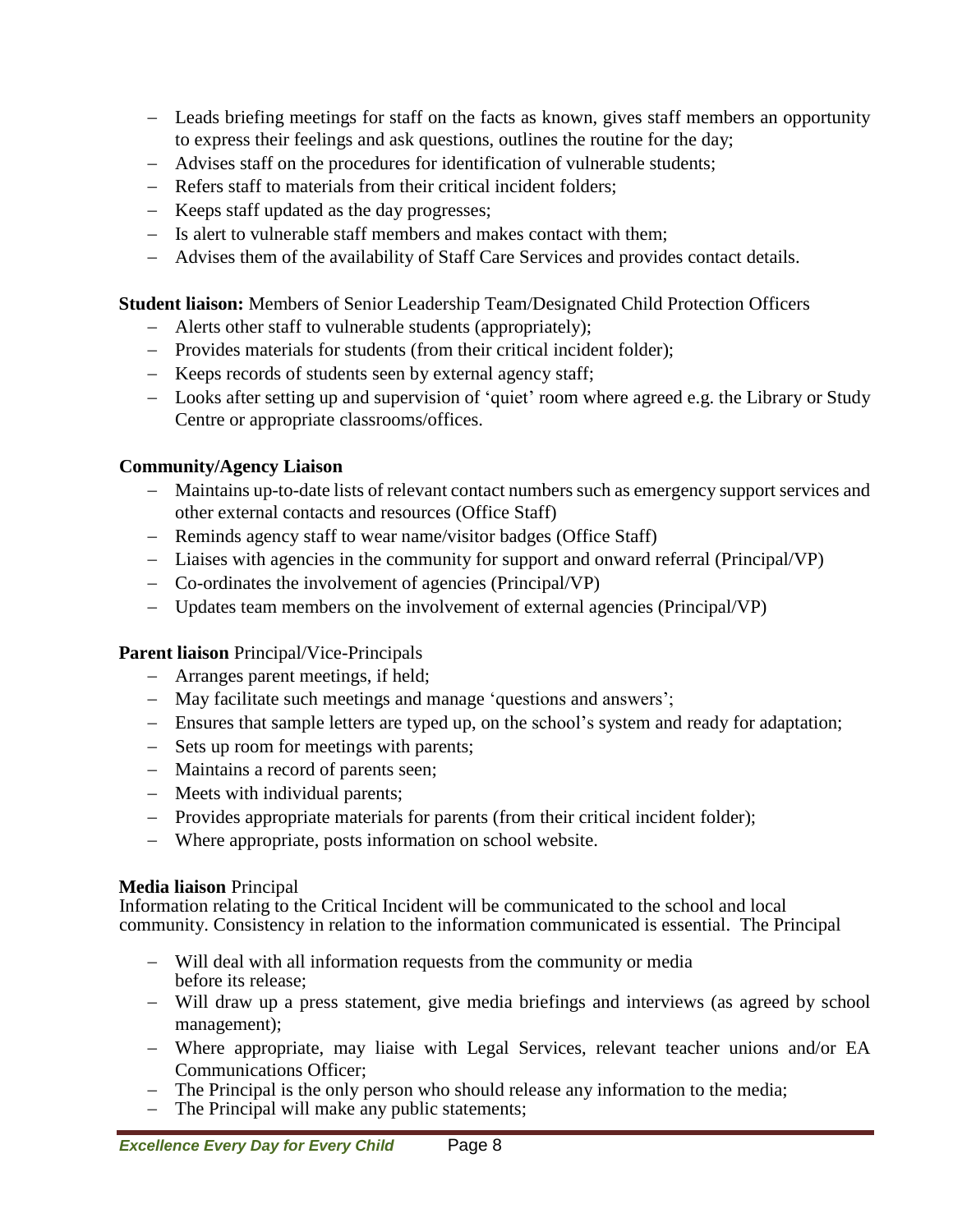- Leads briefing meetings for staff on the facts as known, gives staff members an opportunity to express their feelings and ask questions, outlines the routine for the day;
- Advises staff on the procedures for identification of vulnerable students;
- Refers staff to materials from their critical incident folders;
- Keeps staff updated as the day progresses;
- Is alert to vulnerable staff members and makes contact with them;
- Advises them of the availability of Staff Care Services and provides contact details.

**Student liaison:** Members of Senior Leadership Team/Designated Child Protection Officers

- Alerts other staff to vulnerable students (appropriately);
- Provides materials for students (from their critical incident folder);
- Keeps records of students seen by external agency staff;
- Looks after setting up and supervision of 'quiet' room where agreed e.g. the Library or Study Centre or appropriate classrooms/offices.

**Community/Agency Liaison**

- Maintains up-to-date lists of relevant contact numbers such as emergency support services and other external contacts and resources (Office Staff)
- Reminds agency staff to wear name/visitor badges (Office Staff)
- Liaises with agencies in the community for support and onward referral (Principal/VP)
- Co-ordinates the involvement of agencies (Principal/VP)
- Updates team members on the involvement of external agencies (Principal/VP)

**Parent liaison** Principal/Vice-Principals

- Arranges parent meetings, if held;
- May facilitate such meetings and manage 'questions and answers';
- Ensures that sample letters are typed up, on the school's system and ready for adaptation;
- Sets up room for meetings with parents;
- Maintains a record of parents seen;
- Meets with individual parents;
- Provides appropriate materials for parents (from their critical incident folder);
- Where appropriate, posts information on school website.

**Media liaison** Principal

Information relating to the Critical Incident will be communicated to the school and local community. Consistency in relation to the information communicated is essential. The Principal

- Will deal with all information requests from the community or media before its release;
- Will draw up a press statement, give media briefings and interviews (as agreed by school management);
- Where appropriate, may liaise with Legal Services, relevant teacher unions and/or EA Communications Officer;
- The Principal is the only person who should release any information to the media;
- The Principal will make any public statements;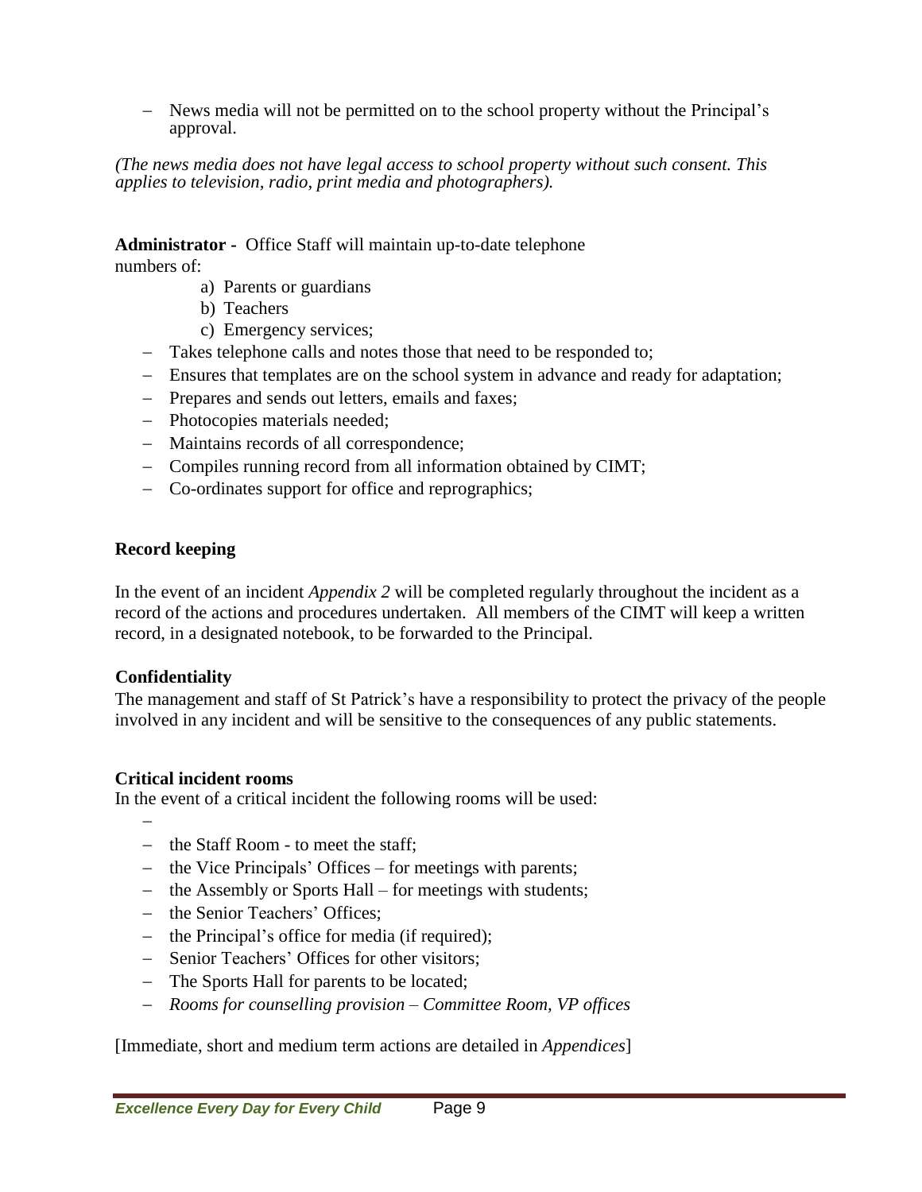- News media will not be permitted on to the school property without the Principal's approval.

*(The news media does not have legal access to school property without such consent. This applies to television, radio, print media and photographers).*

**Administrator -** Office Staff will maintain up-to-date telephone numbers of:

a) Parents or guardians
b) Teachers
c) Emergency services;

- Takes telephone calls and notes those that need to be responded to;
- Ensures that templates are on the school system in advance and ready for adaptation;
- Prepares and sends out letters, emails and faxes;
- Photocopies materials needed;
- Maintains records of all correspondence;
- Compiles running record from all information obtained by CIMT;
- Co-ordinates support for office and reprographics;

**Record keeping**

In the event of an incident *Appendix 2* will be completed regularly throughout the incident as a record of the actions and procedures undertaken. All members of the CIMT will keep a written record, in a designated notebook, to be forwarded to the Principal.

**Confidentiality**

The management and staff of St Patrick's have a responsibility to protect the privacy of the people involved in any incident and will be sensitive to the consequences of any public statements.

**Critical incident rooms**

In the event of a critical incident the following rooms will be used:

- 
- the Staff Room - to meet the staff;
- the Vice Principals' Offices – for meetings with parents;
- the Assembly or Sports Hall – for meetings with students;
- the Senior Teachers' Offices;
- the Principal's office for media (if required);
- Senior Teachers' Offices for other visitors;
- The Sports Hall for parents to be located;
- *Rooms for counselling provision – Committee Room, VP offices*

[Immediate, short and medium term actions are detailed in *Appendices*]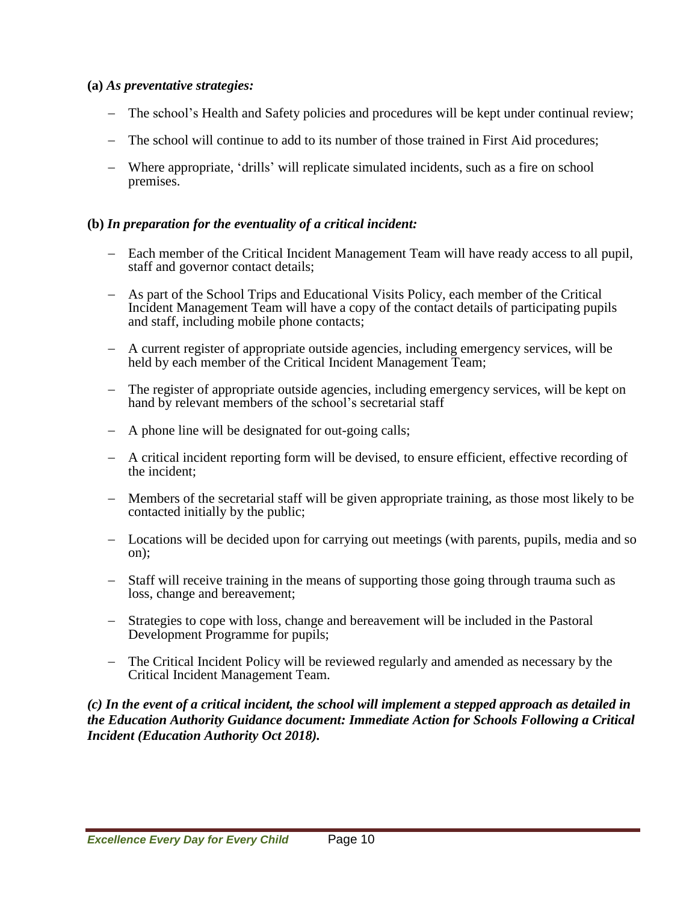**(a)** ***As preventative strategies:***

- The school's Health and Safety policies and procedures will be kept under continual review;
- The school will continue to add to its number of those trained in First Aid procedures;
- Where appropriate, 'drills' will replicate simulated incidents, such as a fire on school premises.

**(b)** ***In preparation for the eventuality of a critical incident:***

- Each member of the Critical Incident Management Team will have ready access to all pupil, staff and governor contact details;
- As part of the School Trips and Educational Visits Policy, each member of the Critical Incident Management Team will have a copy of the contact details of participating pupils and staff, including mobile phone contacts;
- A current register of appropriate outside agencies, including emergency services, will be held by each member of the Critical Incident Management Team;
- The register of appropriate outside agencies, including emergency services, will be kept on hand by relevant members of the school's secretarial staff
- A phone line will be designated for out-going calls;
- A critical incident reporting form will be devised, to ensure efficient, effective recording of the incident;
- Members of the secretarial staff will be given appropriate training, as those most likely to be contacted initially by the public;
- Locations will be decided upon for carrying out meetings (with parents, pupils, media and so on);
- Staff will receive training in the means of supporting those going through trauma such as loss, change and bereavement;
- Strategies to cope with loss, change and bereavement will be included in the Pastoral Development Programme for pupils;
- The Critical Incident Policy will be reviewed regularly and amended as necessary by the Critical Incident Management Team.

***(c) In the event of a critical incident, the school will implement a stepped approach as detailed in the Education Authority Guidance document: Immediate Action for Schools Following a Critical Incident (Education Authority Oct 2018).***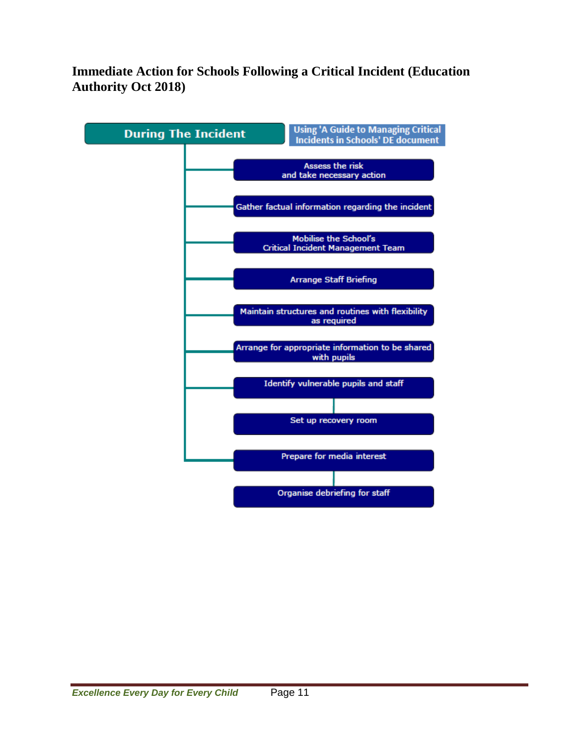## Immediate Action for Schools Following a Critical Incident (Education Authority Oct 2018)

**During The Incident**

Using 'A Guide to Managing Critical Incidents in Schools' DE document

- Assess the risk and take necessary action
- Gather factual information regarding the incident
- Mobilise the School's Critical Incident Management Team
- Arrange Staff Briefing
- Maintain structures and routines with flexibility as required
- Arrange for appropriate information to be shared with pupils
- Identify vulnerable pupils and staff
  - Set up recovery room
- Prepare for media interest
  - Organise debriefing for staff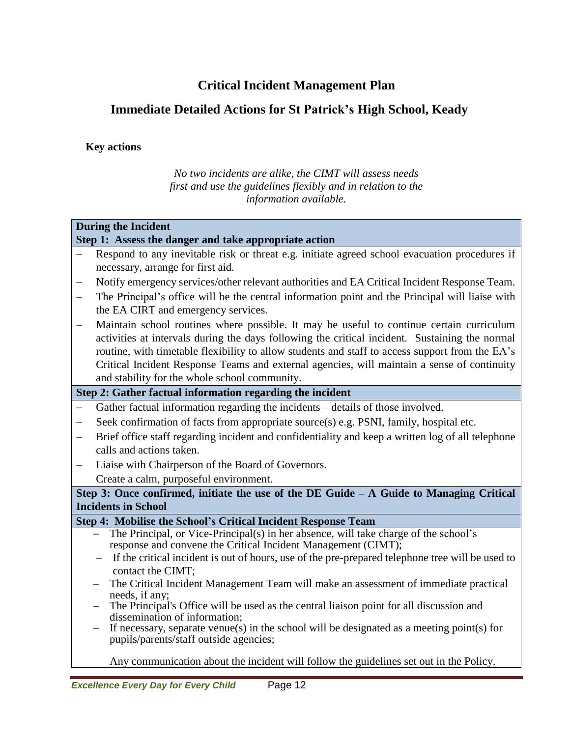# Critical Incident Management Plan

## Immediate Detailed Actions for St Patrick's High School, Keady

**Key actions**

*No two incidents are alike, the CIMT will assess needs first and use the guidelines flexibly and in relation to the information available.*

**During the Incident**
**Step 1: Assess the danger and take appropriate action**

- Respond to any inevitable risk or threat e.g. initiate agreed school evacuation procedures if necessary, arrange for first aid.
- Notify emergency services/other relevant authorities and EA Critical Incident Response Team.
- The Principal's office will be the central information point and the Principal will liaise with the EA CIRT and emergency services.
- Maintain school routines where possible. It may be useful to continue certain curriculum activities at intervals during the days following the critical incident. Sustaining the normal routine, with timetable flexibility to allow students and staff to access support from the EA's Critical Incident Response Teams and external agencies, will maintain a sense of continuity and stability for the whole school community.

**Step 2: Gather factual information regarding the incident**

- Gather factual information regarding the incidents – details of those involved.
- Seek confirmation of facts from appropriate source(s) e.g. PSNI, family, hospital etc.
- Brief office staff regarding incident and confidentiality and keep a written log of all telephone calls and actions taken.
- Liaise with Chairperson of the Board of Governors.

Create a calm, purposeful environment.

**Step 3: Once confirmed, initiate the use of the DE Guide – A Guide to Managing Critical Incidents in School**

**Step 4: Mobilise the School's Critical Incident Response Team**

- The Principal, or Vice-Principal(s) in her absence, will take charge of the school's response and convene the Critical Incident Management (CIMT);
- If the critical incident is out of hours, use of the pre-prepared telephone tree will be used to contact the CIMT;
- The Critical Incident Management Team will make an assessment of immediate practical needs, if any;
- The Principal's Office will be used as the central liaison point for all discussion and dissemination of information;
- If necessary, separate venue(s) in the school will be designated as a meeting point(s) for pupils/parents/staff outside agencies;

Any communication about the incident will follow the guidelines set out in the Policy.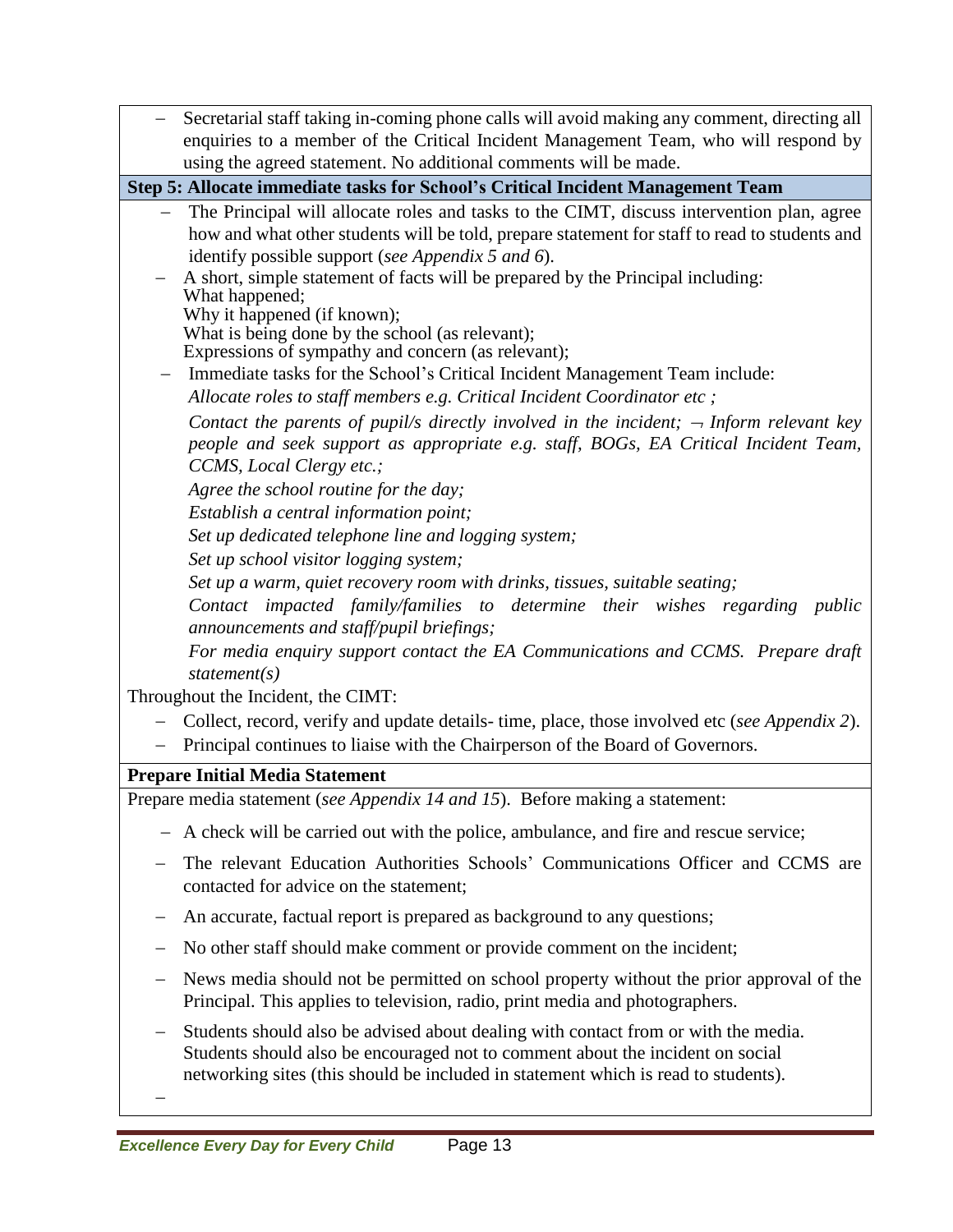- Secretarial staff taking in-coming phone calls will avoid making any comment, directing all enquiries to a member of the Critical Incident Management Team, who will respond by using the agreed statement. No additional comments will be made.

**Step 5: Allocate immediate tasks for School's Critical Incident Management Team**

- The Principal will allocate roles and tasks to the CIMT, discuss intervention plan, agree how and what other students will be told, prepare statement for staff to read to students and identify possible support (*see Appendix 5 and 6*).
- A short, simple statement of facts will be prepared by the Principal including:
  What happened;
  Why it happened (if known);
  What is being done by the school (as relevant);
  Expressions of sympathy and concern (as relevant);
- Immediate tasks for the School's Critical Incident Management Team include:
  *Allocate roles to staff members e.g. Critical Incident Coordinator etc ;*
  *Contact the parents of pupil/s directly involved in the incident; ¬ Inform relevant key people and seek support as appropriate e.g. staff, BOGs, EA Critical Incident Team, CCMS, Local Clergy etc.;*
  *Agree the school routine for the day;*
  *Establish a central information point;*
  *Set up dedicated telephone line and logging system;*
  *Set up school visitor logging system;*
  *Set up a warm, quiet recovery room with drinks, tissues, suitable seating;*
  *Contact impacted family/families to determine their wishes regarding public announcements and staff/pupil briefings;*
  *For media enquiry support contact the EA Communications and CCMS. Prepare draft statement(s)*

Throughout the Incident, the CIMT:

- Collect, record, verify and update details- time, place, those involved etc (*see Appendix 2*).
- Principal continues to liaise with the Chairperson of the Board of Governors.

**Prepare Initial Media Statement**

Prepare media statement (*see Appendix 14 and 15*). Before making a statement:

- A check will be carried out with the police, ambulance, and fire and rescue service;
- The relevant Education Authorities Schools' Communications Officer and CCMS are contacted for advice on the statement;
- An accurate, factual report is prepared as background to any questions;
- No other staff should make comment or provide comment on the incident;
- News media should not be permitted on school property without the prior approval of the Principal. This applies to television, radio, print media and photographers.
- Students should also be advised about dealing with contact from or with the media. Students should also be encouraged not to comment about the incident on social networking sites (this should be included in statement which is read to students).
-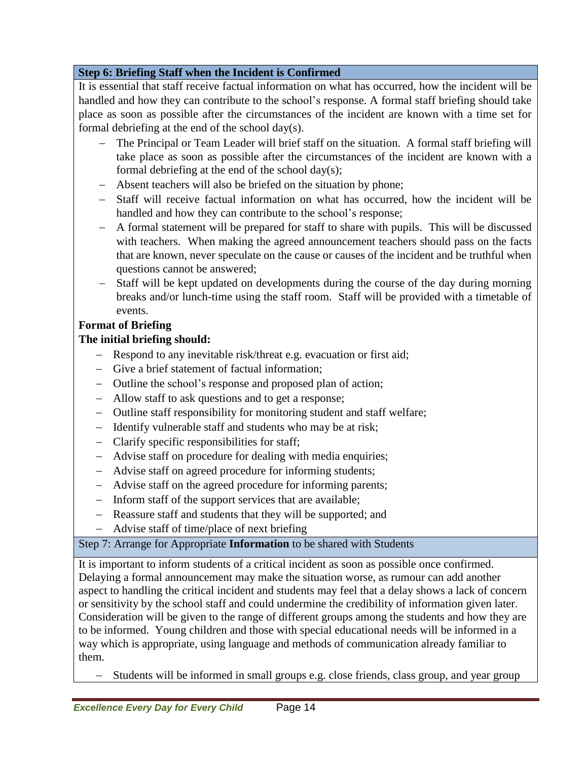### Step 6: Briefing Staff when the Incident is Confirmed

It is essential that staff receive factual information on what has occurred, how the incident will be handled and how they can contribute to the school's response. A formal staff briefing should take place as soon as possible after the circumstances of the incident are known with a time set for formal debriefing at the end of the school day(s).

- The Principal or Team Leader will brief staff on the situation. A formal staff briefing will take place as soon as possible after the circumstances of the incident are known with a formal debriefing at the end of the school day(s);
- Absent teachers will also be briefed on the situation by phone;
- Staff will receive factual information on what has occurred, how the incident will be handled and how they can contribute to the school's response;
- A formal statement will be prepared for staff to share with pupils. This will be discussed with teachers. When making the agreed announcement teachers should pass on the facts that are known, never speculate on the cause or causes of the incident and be truthful when questions cannot be answered;
- Staff will be kept updated on developments during the course of the day during morning breaks and/or lunch-time using the staff room. Staff will be provided with a timetable of events.

**Format of Briefing**

**The initial briefing should:**

- Respond to any inevitable risk/threat e.g. evacuation or first aid;
- Give a brief statement of factual information;
- Outline the school's response and proposed plan of action;
- Allow staff to ask questions and to get a response;
- Outline staff responsibility for monitoring student and staff welfare;
- Identify vulnerable staff and students who may be at risk;
- Clarify specific responsibilities for staff;
- Advise staff on procedure for dealing with media enquiries;
- Advise staff on agreed procedure for informing students;
- Advise staff on the agreed procedure for informing parents;
- Inform staff of the support services that are available;
- Reassure staff and students that they will be supported; and
- Advise staff of time/place of next briefing

### Step 7: Arrange for Appropriate **Information** to be shared with Students

It is important to inform students of a critical incident as soon as possible once confirmed. Delaying a formal announcement may make the situation worse, as rumour can add another aspect to handling the critical incident and students may feel that a delay shows a lack of concern or sensitivity by the school staff and could undermine the credibility of information given later. Consideration will be given to the range of different groups among the students and how they are to be informed. Young children and those with special educational needs will be informed in a way which is appropriate, using language and methods of communication already familiar to them.

- Students will be informed in small groups e.g. close friends, class group, and year group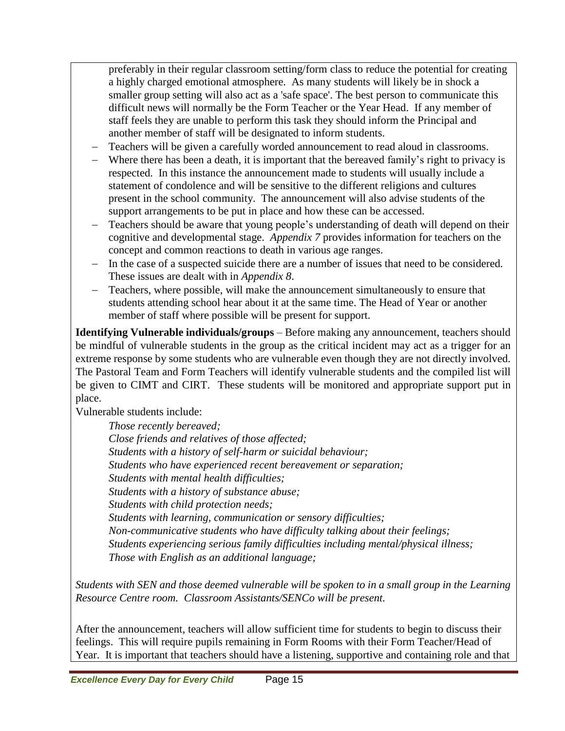preferably in their regular classroom setting/form class to reduce the potential for creating a highly charged emotional atmosphere. As many students will likely be in shock a smaller group setting will also act as a 'safe space'. The best person to communicate this difficult news will normally be the Form Teacher or the Year Head. If any member of staff feels they are unable to perform this task they should inform the Principal and another member of staff will be designated to inform students.

- Teachers will be given a carefully worded announcement to read aloud in classrooms.
- Where there has been a death, it is important that the bereaved family's right to privacy is respected. In this instance the announcement made to students will usually include a statement of condolence and will be sensitive to the different religions and cultures present in the school community. The announcement will also advise students of the support arrangements to be put in place and how these can be accessed.
- Teachers should be aware that young people's understanding of death will depend on their cognitive and developmental stage. *Appendix 7* provides information for teachers on the concept and common reactions to death in various age ranges.
- In the case of a suspected suicide there are a number of issues that need to be considered. These issues are dealt with in *Appendix 8*.
- Teachers, where possible, will make the announcement simultaneously to ensure that students attending school hear about it at the same time. The Head of Year or another member of staff where possible will be present for support.

**Identifying Vulnerable individuals/groups** – Before making any announcement, teachers should be mindful of vulnerable students in the group as the critical incident may act as a trigger for an extreme response by some students who are vulnerable even though they are not directly involved. The Pastoral Team and Form Teachers will identify vulnerable students and the compiled list will be given to CIMT and CIRT. These students will be monitored and appropriate support put in place.

Vulnerable students include:

*Those recently bereaved;*
*Close friends and relatives of those affected;*
*Students with a history of self-harm or suicidal behaviour;*
*Students who have experienced recent bereavement or separation;*
*Students with mental health difficulties;*
*Students with a history of substance abuse;*
*Students with child protection needs;*
*Students with learning, communication or sensory difficulties;*
*Non-communicative students who have difficulty talking about their feelings;*
*Students experiencing serious family difficulties including mental/physical illness;*
*Those with English as an additional language;*

*Students with SEN and those deemed vulnerable will be spoken to in a small group in the Learning Resource Centre room. Classroom Assistants/SENCo will be present.*

After the announcement, teachers will allow sufficient time for students to begin to discuss their feelings. This will require pupils remaining in Form Rooms with their Form Teacher/Head of Year. It is important that teachers should have a listening, supportive and containing role and that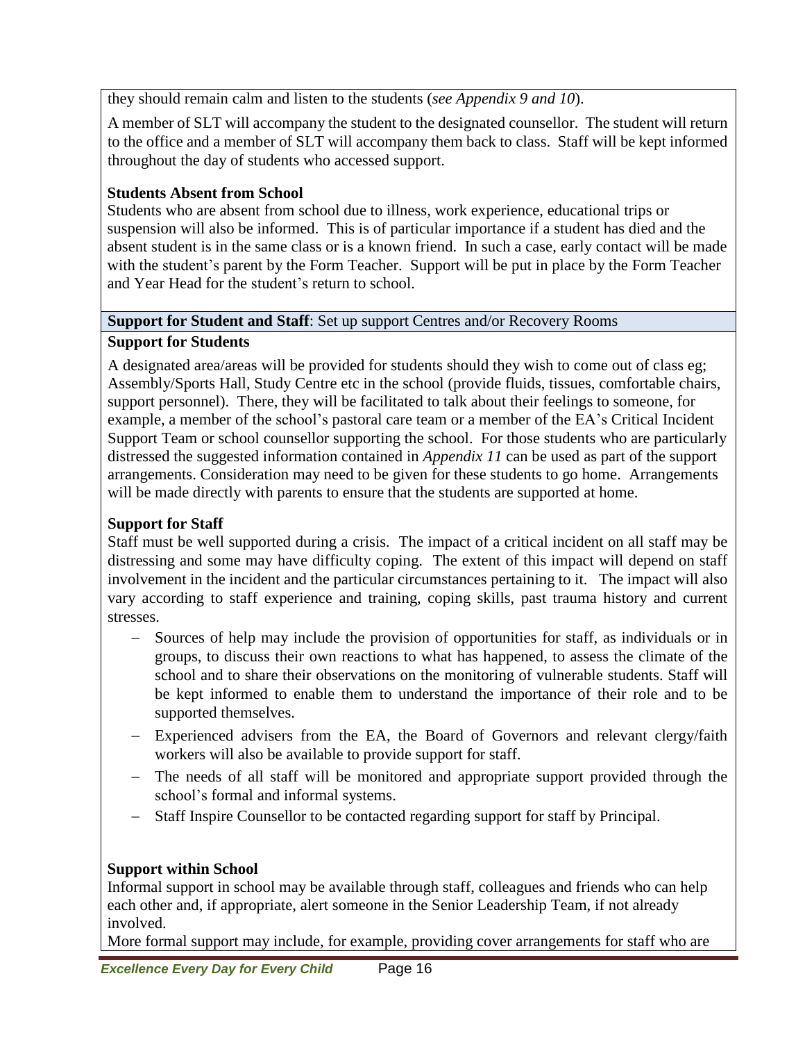they should remain calm and listen to the students (*see Appendix 9 and 10*).

A member of SLT will accompany the student to the designated counsellor. The student will return to the office and a member of SLT will accompany them back to class. Staff will be kept informed throughout the day of students who accessed support.

**Students Absent from School**

Students who are absent from school due to illness, work experience, educational trips or suspension will also be informed. This is of particular importance if a student has died and the absent student is in the same class or is a known friend. In such a case, early contact will be made with the student's parent by the Form Teacher. Support will be put in place by the Form Teacher and Year Head for the student's return to school.

**Support for Student and Staff**: Set up support Centres and/or Recovery Rooms

**Support for Students**

A designated area/areas will be provided for students should they wish to come out of class eg; Assembly/Sports Hall, Study Centre etc in the school (provide fluids, tissues, comfortable chairs, support personnel). There, they will be facilitated to talk about their feelings to someone, for example, a member of the school's pastoral care team or a member of the EA's Critical Incident Support Team or school counsellor supporting the school. For those students who are particularly distressed the suggested information contained in *Appendix 11* can be used as part of the support arrangements. Consideration may need to be given for these students to go home. Arrangements will be made directly with parents to ensure that the students are supported at home.

**Support for Staff**

Staff must be well supported during a crisis. The impact of a critical incident on all staff may be distressing and some may have difficulty coping. The extent of this impact will depend on staff involvement in the incident and the particular circumstances pertaining to it. The impact will also vary according to staff experience and training, coping skills, past trauma history and current stresses.

- Sources of help may include the provision of opportunities for staff, as individuals or in groups, to discuss their own reactions to what has happened, to assess the climate of the school and to share their observations on the monitoring of vulnerable students. Staff will be kept informed to enable them to understand the importance of their role and to be supported themselves.
- Experienced advisers from the EA, the Board of Governors and relevant clergy/faith workers will also be available to provide support for staff.
- The needs of all staff will be monitored and appropriate support provided through the school's formal and informal systems.
- Staff Inspire Counsellor to be contacted regarding support for staff by Principal.

**Support within School**

Informal support in school may be available through staff, colleagues and friends who can help each other and, if appropriate, alert someone in the Senior Leadership Team, if not already involved.

More formal support may include, for example, providing cover arrangements for staff who are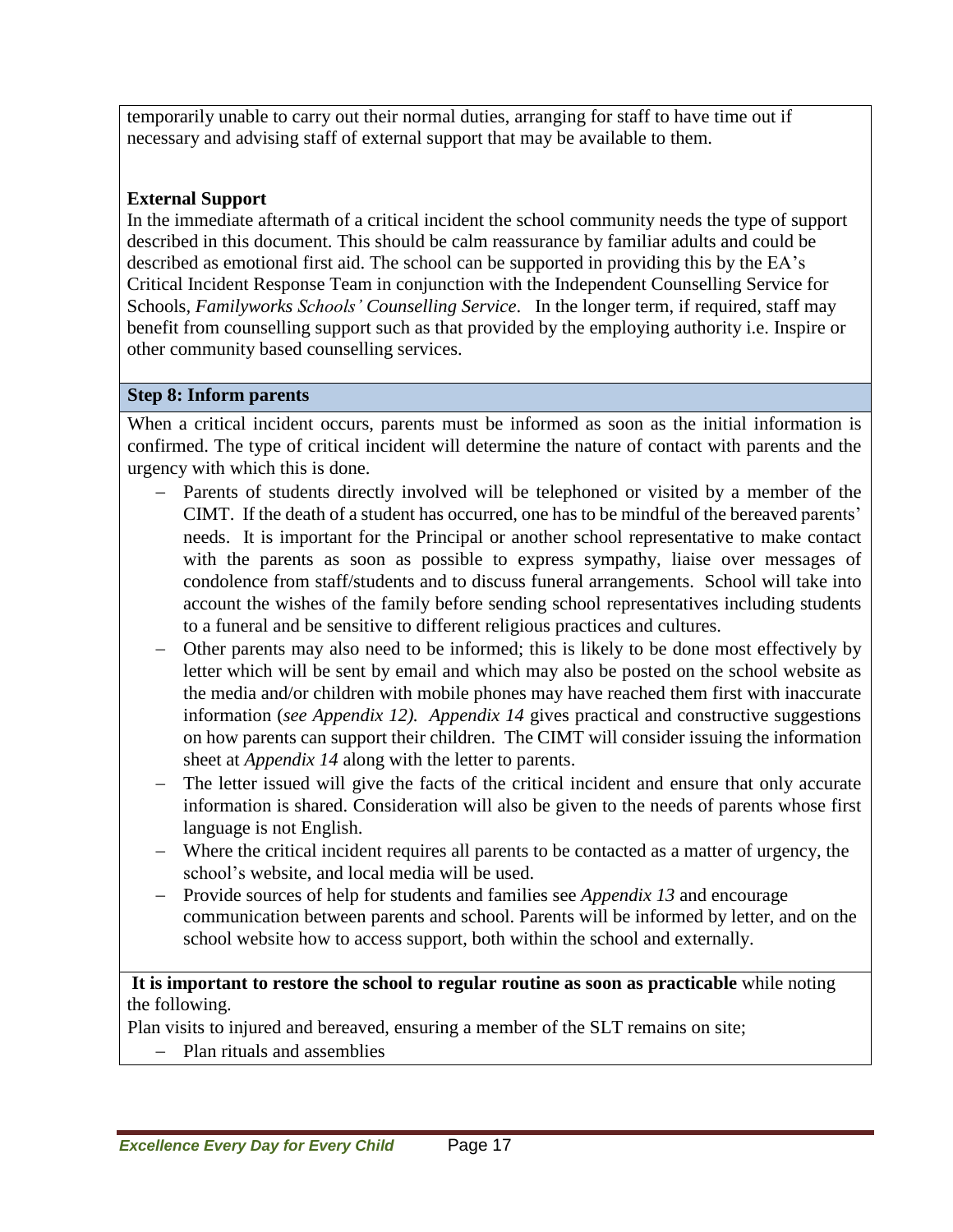temporarily unable to carry out their normal duties, arranging for staff to have time out if necessary and advising staff of external support that may be available to them.

**External Support**

In the immediate aftermath of a critical incident the school community needs the type of support described in this document. This should be calm reassurance by familiar adults and could be described as emotional first aid. The school can be supported in providing this by the EA's Critical Incident Response Team in conjunction with the Independent Counselling Service for Schools, *Familyworks Schools' Counselling Service*. In the longer term, if required, staff may benefit from counselling support such as that provided by the employing authority i.e. Inspire or other community based counselling services.

**Step 8: Inform parents**

When a critical incident occurs, parents must be informed as soon as the initial information is confirmed. The type of critical incident will determine the nature of contact with parents and the urgency with which this is done.

- Parents of students directly involved will be telephoned or visited by a member of the CIMT. If the death of a student has occurred, one has to be mindful of the bereaved parents' needs. It is important for the Principal or another school representative to make contact with the parents as soon as possible to express sympathy, liaise over messages of condolence from staff/students and to discuss funeral arrangements. School will take into account the wishes of the family before sending school representatives including students to a funeral and be sensitive to different religious practices and cultures.
- Other parents may also need to be informed; this is likely to be done most effectively by letter which will be sent by email and which may also be posted on the school website as the media and/or children with mobile phones may have reached them first with inaccurate information (*see Appendix 12). Appendix 14* gives practical and constructive suggestions on how parents can support their children. The CIMT will consider issuing the information sheet at *Appendix 14* along with the letter to parents.
- The letter issued will give the facts of the critical incident and ensure that only accurate information is shared. Consideration will also be given to the needs of parents whose first language is not English.
- Where the critical incident requires all parents to be contacted as a matter of urgency, the school's website, and local media will be used.
- Provide sources of help for students and families see *Appendix 13* and encourage communication between parents and school. Parents will be informed by letter, and on the school website how to access support, both within the school and externally.

**It is important to restore the school to regular routine as soon as practicable** while noting the following.

Plan visits to injured and bereaved, ensuring a member of the SLT remains on site;

- Plan rituals and assemblies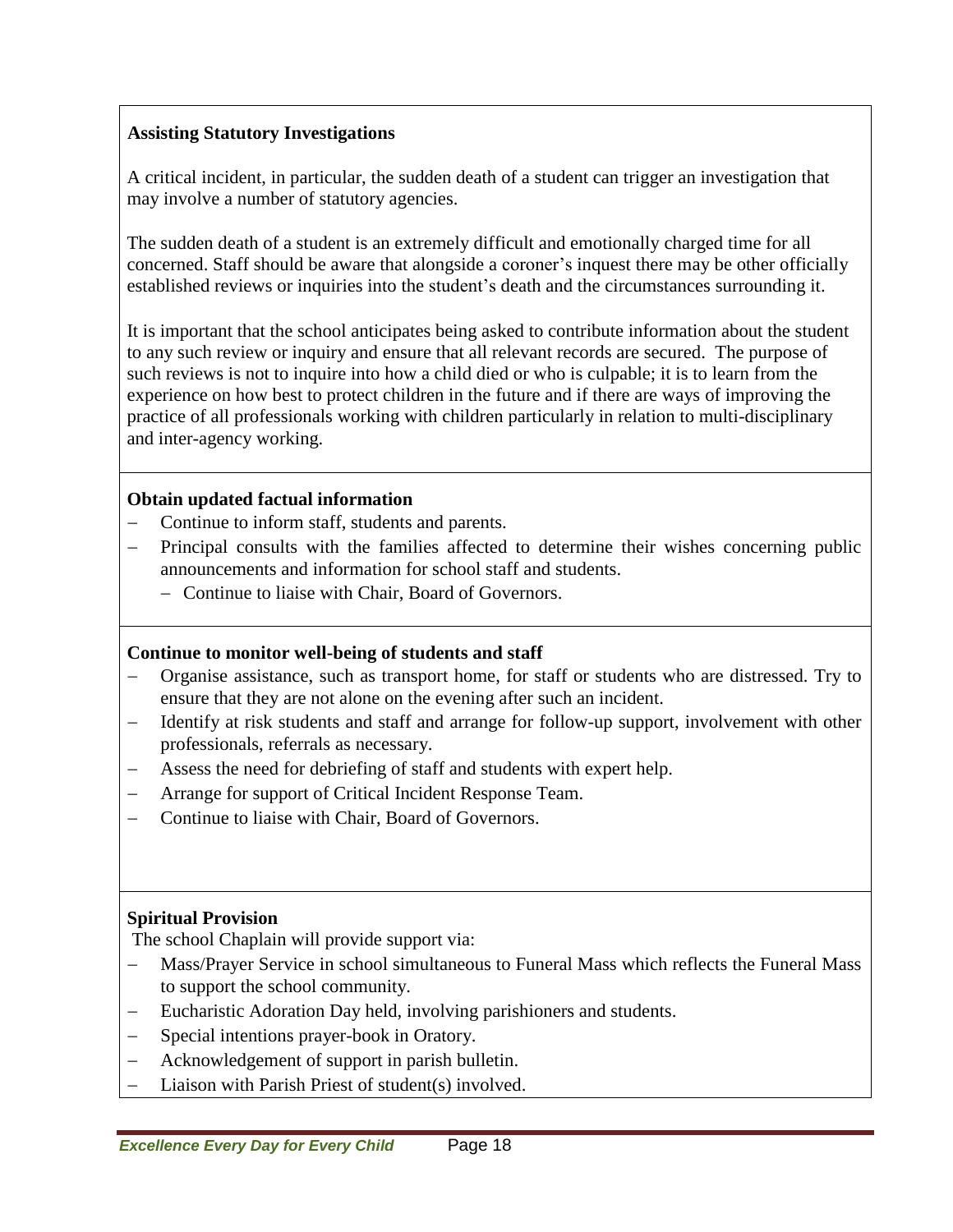**Assisting Statutory Investigations**

A critical incident, in particular, the sudden death of a student can trigger an investigation that may involve a number of statutory agencies.

The sudden death of a student is an extremely difficult and emotionally charged time for all concerned. Staff should be aware that alongside a coroner's inquest there may be other officially established reviews or inquiries into the student's death and the circumstances surrounding it.

It is important that the school anticipates being asked to contribute information about the student to any such review or inquiry and ensure that all relevant records are secured. The purpose of such reviews is not to inquire into how a child died or who is culpable; it is to learn from the experience on how best to protect children in the future and if there are ways of improving the practice of all professionals working with children particularly in relation to multi-disciplinary and inter-agency working.

**Obtain updated factual information**

- Continue to inform staff, students and parents.
- Principal consults with the families affected to determine their wishes concerning public announcements and information for school staff and students.
  - Continue to liaise with Chair, Board of Governors.

**Continue to monitor well-being of students and staff**

- Organise assistance, such as transport home, for staff or students who are distressed. Try to ensure that they are not alone on the evening after such an incident.
- Identify at risk students and staff and arrange for follow-up support, involvement with other professionals, referrals as necessary.
- Assess the need for debriefing of staff and students with expert help.
- Arrange for support of Critical Incident Response Team.
- Continue to liaise with Chair, Board of Governors.

**Spiritual Provision**

The school Chaplain will provide support via:

- Mass/Prayer Service in school simultaneous to Funeral Mass which reflects the Funeral Mass to support the school community.
- Eucharistic Adoration Day held, involving parishioners and students.
- Special intentions prayer-book in Oratory.
- Acknowledgement of support in parish bulletin.
- Liaison with Parish Priest of student(s) involved.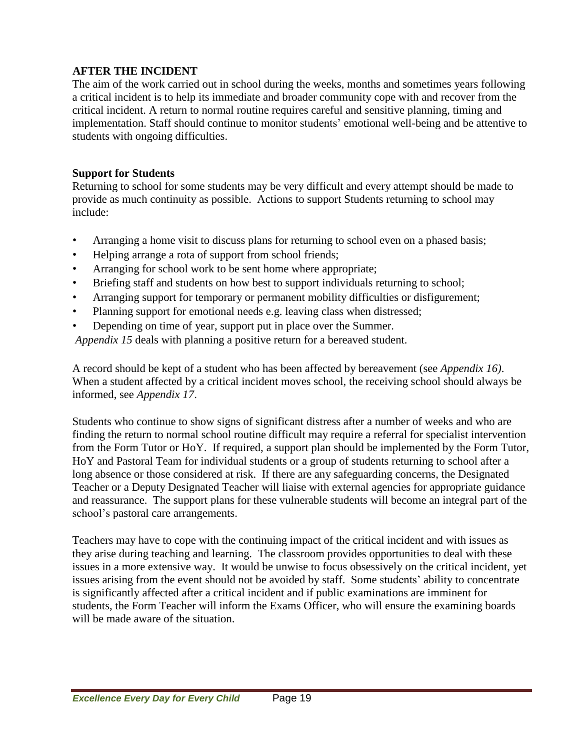## AFTER THE INCIDENT

The aim of the work carried out in school during the weeks, months and sometimes years following a critical incident is to help its immediate and broader community cope with and recover from the critical incident. A return to normal routine requires careful and sensitive planning, timing and implementation. Staff should continue to monitor students' emotional well-being and be attentive to students with ongoing difficulties.

### Support for Students

Returning to school for some students may be very difficult and every attempt should be made to provide as much continuity as possible. Actions to support Students returning to school may include:

- Arranging a home visit to discuss plans for returning to school even on a phased basis;
- Helping arrange a rota of support from school friends;
- Arranging for school work to be sent home where appropriate;
- Briefing staff and students on how best to support individuals returning to school;
- Arranging support for temporary or permanent mobility difficulties or disfigurement;
- Planning support for emotional needs e.g. leaving class when distressed;
- Depending on time of year, support put in place over the Summer.

*Appendix 15* deals with planning a positive return for a bereaved student.

A record should be kept of a student who has been affected by bereavement (see *Appendix 16)*. When a student affected by a critical incident moves school, the receiving school should always be informed, see *Appendix 17*.

Students who continue to show signs of significant distress after a number of weeks and who are finding the return to normal school routine difficult may require a referral for specialist intervention from the Form Tutor or HoY. If required, a support plan should be implemented by the Form Tutor, HoY and Pastoral Team for individual students or a group of students returning to school after a long absence or those considered at risk. If there are any safeguarding concerns, the Designated Teacher or a Deputy Designated Teacher will liaise with external agencies for appropriate guidance and reassurance. The support plans for these vulnerable students will become an integral part of the school's pastoral care arrangements.

Teachers may have to cope with the continuing impact of the critical incident and with issues as they arise during teaching and learning. The classroom provides opportunities to deal with these issues in a more extensive way. It would be unwise to focus obsessively on the critical incident, yet issues arising from the event should not be avoided by staff. Some students' ability to concentrate is significantly affected after a critical incident and if public examinations are imminent for students, the Form Teacher will inform the Exams Officer, who will ensure the examining boards will be made aware of the situation.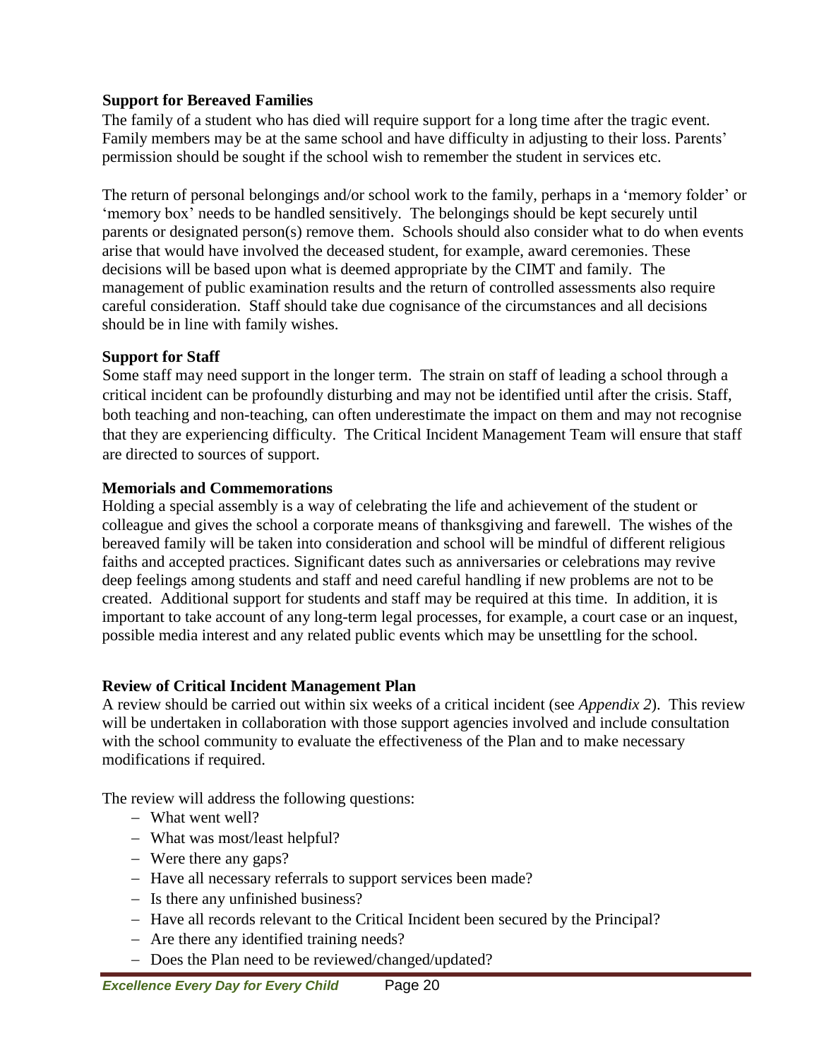**Support for Bereaved Families**

The family of a student who has died will require support for a long time after the tragic event. Family members may be at the same school and have difficulty in adjusting to their loss. Parents' permission should be sought if the school wish to remember the student in services etc.

The return of personal belongings and/or school work to the family, perhaps in a 'memory folder' or 'memory box' needs to be handled sensitively. The belongings should be kept securely until parents or designated person(s) remove them. Schools should also consider what to do when events arise that would have involved the deceased student, for example, award ceremonies. These decisions will be based upon what is deemed appropriate by the CIMT and family. The management of public examination results and the return of controlled assessments also require careful consideration. Staff should take due cognisance of the circumstances and all decisions should be in line with family wishes.

**Support for Staff**

Some staff may need support in the longer term. The strain on staff of leading a school through a critical incident can be profoundly disturbing and may not be identified until after the crisis. Staff, both teaching and non-teaching, can often underestimate the impact on them and may not recognise that they are experiencing difficulty. The Critical Incident Management Team will ensure that staff are directed to sources of support.

**Memorials and Commemorations**

Holding a special assembly is a way of celebrating the life and achievement of the student or colleague and gives the school a corporate means of thanksgiving and farewell. The wishes of the bereaved family will be taken into consideration and school will be mindful of different religious faiths and accepted practices. Significant dates such as anniversaries or celebrations may revive deep feelings among students and staff and need careful handling if new problems are not to be created. Additional support for students and staff may be required at this time. In addition, it is important to take account of any long-term legal processes, for example, a court case or an inquest, possible media interest and any related public events which may be unsettling for the school.

**Review of Critical Incident Management Plan**

A review should be carried out within six weeks of a critical incident (see *Appendix 2*). This review will be undertaken in collaboration with those support agencies involved and include consultation with the school community to evaluate the effectiveness of the Plan and to make necessary modifications if required.

The review will address the following questions:

- What went well?
- What was most/least helpful?
- Were there any gaps?
- Have all necessary referrals to support services been made?
- Is there any unfinished business?
- Have all records relevant to the Critical Incident been secured by the Principal?
- Are there any identified training needs?
- Does the Plan need to be reviewed/changed/updated?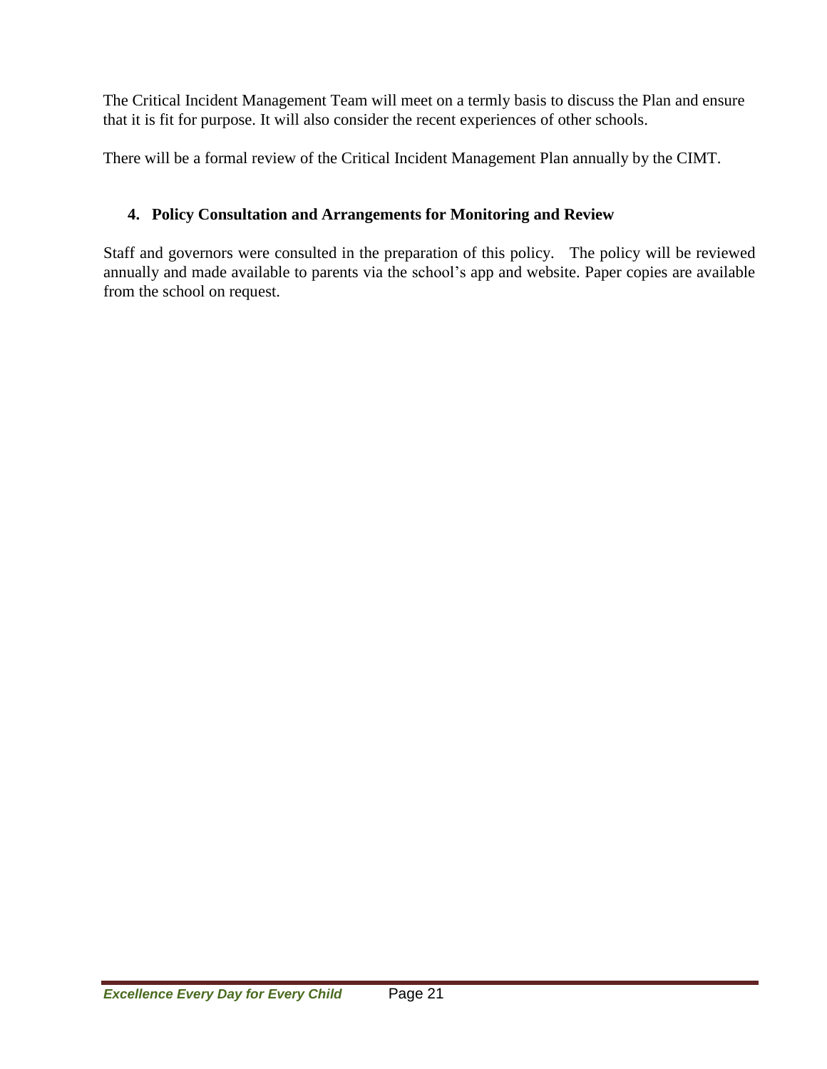The Critical Incident Management Team will meet on a termly basis to discuss the Plan and ensure that it is fit for purpose. It will also consider the recent experiences of other schools.

There will be a formal review of the Critical Incident Management Plan annually by the CIMT.

## 4. Policy Consultation and Arrangements for Monitoring and Review

Staff and governors were consulted in the preparation of this policy. The policy will be reviewed annually and made available to parents via the school's app and website. Paper copies are available from the school on request.